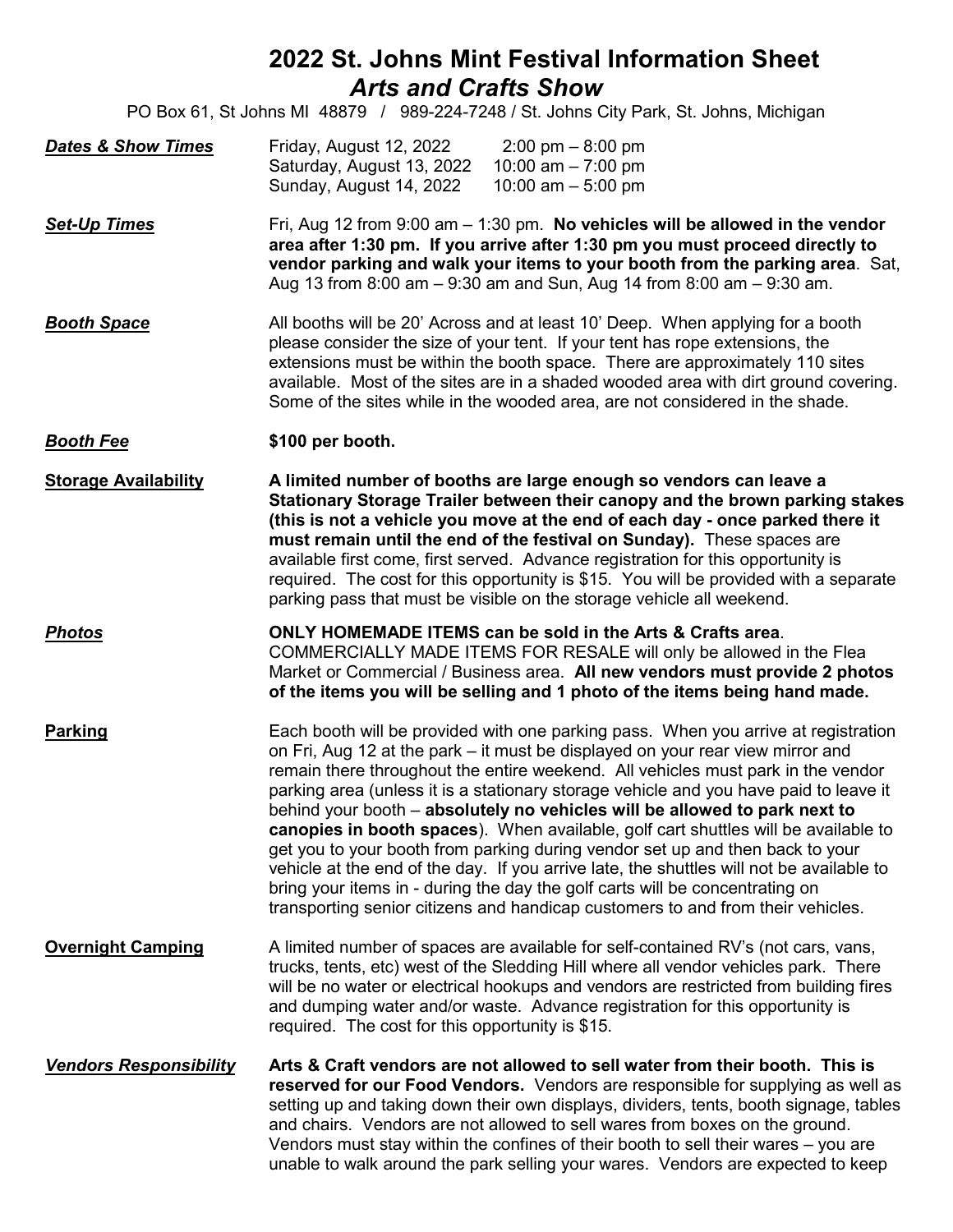# 2022 St. Johns Mint Festival Information Sheet

## *Arts and Crafts Show*

PO Box 61, St Johns MI 48879 / 989-224-7248 / St. Johns City Park, St. Johns, Michigan

***Dates & Show Times***

| | |
|---|---|
| Friday, August 12, 2022 | 2:00 pm – 8:00 pm |
| Saturday, August 13, 2022 | 10:00 am – 7:00 pm |
| Sunday, August 14, 2022 | 10:00 am – 5:00 pm |

***Set-Up Times***

Fri, Aug 12 from 9:00 am – 1:30 pm. **No vehicles will be allowed in the vendor area after 1:30 pm. If you arrive after 1:30 pm you must proceed directly to vendor parking and walk your items to your booth from the parking area**. Sat, Aug 13 from 8:00 am – 9:30 am and Sun, Aug 14 from 8:00 am – 9:30 am.

***Booth Space***

All booths will be 20' Across and at least 10' Deep. When applying for a booth please consider the size of your tent. If your tent has rope extensions, the extensions must be within the booth space. There are approximately 110 sites available. Most of the sites are in a shaded wooded area with dirt ground covering. Some of the sites while in the wooded area, are not considered in the shade.

***Booth Fee***

**$100 per booth.**

**Storage Availability**

**A limited number of booths are large enough so vendors can leave a Stationary Storage Trailer between their canopy and the brown parking stakes (this is not a vehicle you move at the end of each day - once parked there it must remain until the end of the festival on Sunday).** These spaces are available first come, first served. Advance registration for this opportunity is required. The cost for this opportunity is $15. You will be provided with a separate parking pass that must be visible on the storage vehicle all weekend.

***Photos***

**ONLY HOMEMADE ITEMS can be sold in the Arts & Crafts area**. COMMERCIALLY MADE ITEMS FOR RESALE will only be allowed in the Flea Market or Commercial / Business area. **All new vendors must provide 2 photos of the items you will be selling and 1 photo of the items being hand made.**

**Parking**

Each booth will be provided with one parking pass. When you arrive at registration on Fri, Aug 12 at the park – it must be displayed on your rear view mirror and remain there throughout the entire weekend. All vehicles must park in the vendor parking area (unless it is a stationary storage vehicle and you have paid to leave it behind your booth – **absolutely no vehicles will be allowed to park next to canopies in booth spaces**). When available, golf cart shuttles will be available to get you to your booth from parking during vendor set up and then back to your vehicle at the end of the day. If you arrive late, the shuttles will not be available to bring your items in - during the day the golf carts will be concentrating on transporting senior citizens and handicap customers to and from their vehicles.

**Overnight Camping**

A limited number of spaces are available for self-contained RV's (not cars, vans, trucks, tents, etc) west of the Sledding Hill where all vendor vehicles park. There will be no water or electrical hookups and vendors are restricted from building fires and dumping water and/or waste. Advance registration for this opportunity is required. The cost for this opportunity is $15.

***Vendors Responsibility***

**Arts & Craft vendors are not allowed to sell water from their booth. This is reserved for our Food Vendors.** Vendors are responsible for supplying as well as setting up and taking down their own displays, dividers, tents, booth signage, tables and chairs. Vendors are not allowed to sell wares from boxes on the ground. Vendors must stay within the confines of their booth to sell their wares – you are unable to walk around the park selling your wares. Vendors are expected to keep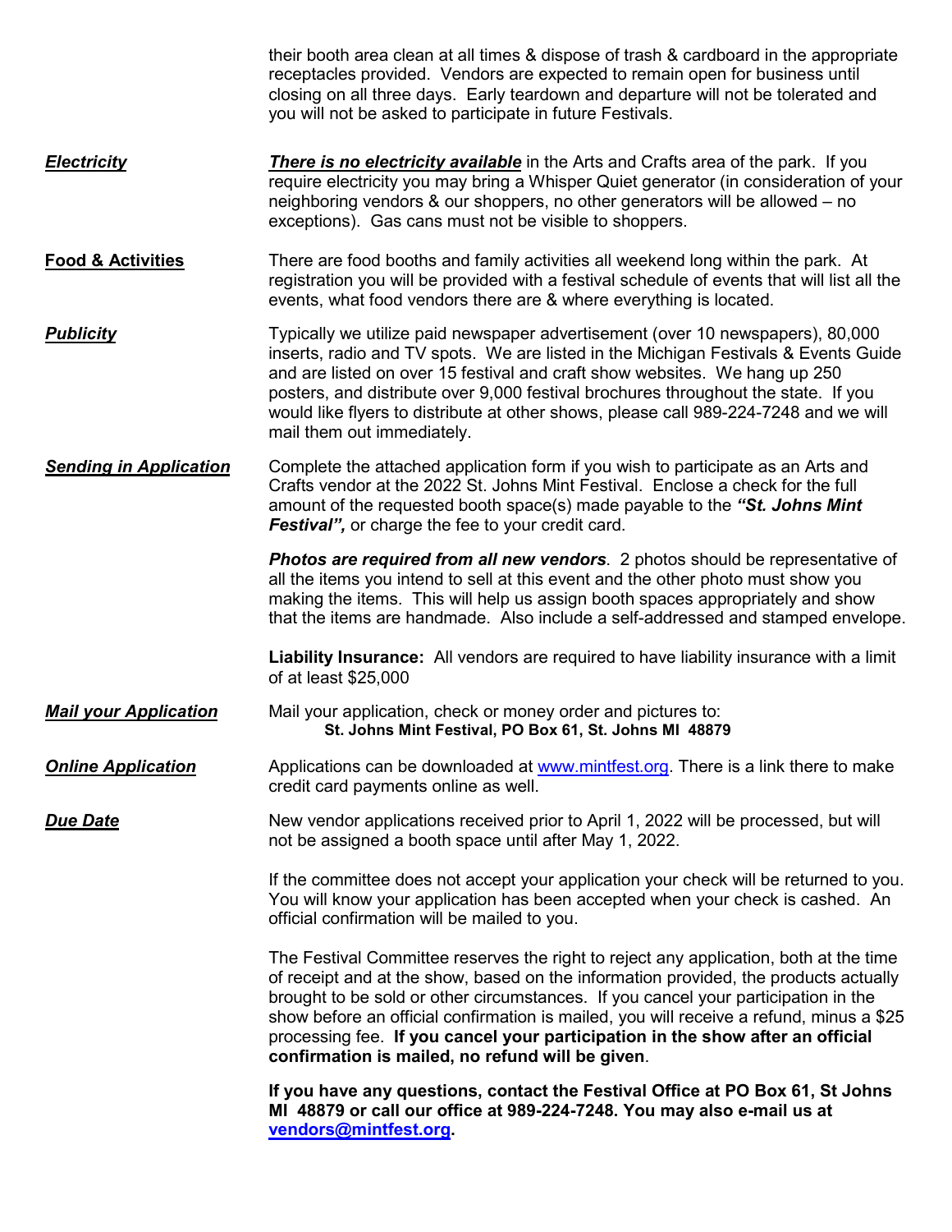their booth area clean at all times & dispose of trash & cardboard in the appropriate receptacles provided. Vendors are expected to remain open for business until closing on all three days. Early teardown and departure will not be tolerated and you will not be asked to participate in future Festivals.

***Electricity***

***There is no electricity available*** in the Arts and Crafts area of the park. If you require electricity you may bring a Whisper Quiet generator (in consideration of your neighboring vendors & our shoppers, no other generators will be allowed – no exceptions). Gas cans must not be visible to shoppers.

**Food & Activities**

There are food booths and family activities all weekend long within the park. At registration you will be provided with a festival schedule of events that will list all the events, what food vendors there are & where everything is located.

***Publicity***

Typically we utilize paid newspaper advertisement (over 10 newspapers), 80,000 inserts, radio and TV spots. We are listed in the Michigan Festivals & Events Guide and are listed on over 15 festival and craft show websites. We hang up 250 posters, and distribute over 9,000 festival brochures throughout the state. If you would like flyers to distribute at other shows, please call 989-224-7248 and we will mail them out immediately.

***Sending in Application***

Complete the attached application form if you wish to participate as an Arts and Crafts vendor at the 2022 St. Johns Mint Festival. Enclose a check for the full amount of the requested booth space(s) made payable to the ***"St. Johns Mint Festival",*** or charge the fee to your credit card.

***Photos are required from all new vendors***. 2 photos should be representative of all the items you intend to sell at this event and the other photo must show you making the items. This will help us assign booth spaces appropriately and show that the items are handmade. Also include a self-addressed and stamped envelope.

**Liability Insurance:** All vendors are required to have liability insurance with a limit of at least $25,000

***Mail your Application***

Mail your application, check or money order and pictures to:
**St. Johns Mint Festival, PO Box 61, St. Johns MI 48879**

***Online Application***

Applications can be downloaded at www.mintfest.org. There is a link there to make credit card payments online as well.

***Due Date***

New vendor applications received prior to April 1, 2022 will be processed, but will not be assigned a booth space until after May 1, 2022.

If the committee does not accept your application your check will be returned to you. You will know your application has been accepted when your check is cashed. An official confirmation will be mailed to you.

The Festival Committee reserves the right to reject any application, both at the time of receipt and at the show, based on the information provided, the products actually brought to be sold or other circumstances. If you cancel your participation in the show before an official confirmation is mailed, you will receive a refund, minus a $25 processing fee. **If you cancel your participation in the show after an official confirmation is mailed, no refund will be given**.

**If you have any questions, contact the Festival Office at PO Box 61, St Johns MI 48879 or call our office at 989-224-7248. You may also e-mail us at vendors@mintfest.org.**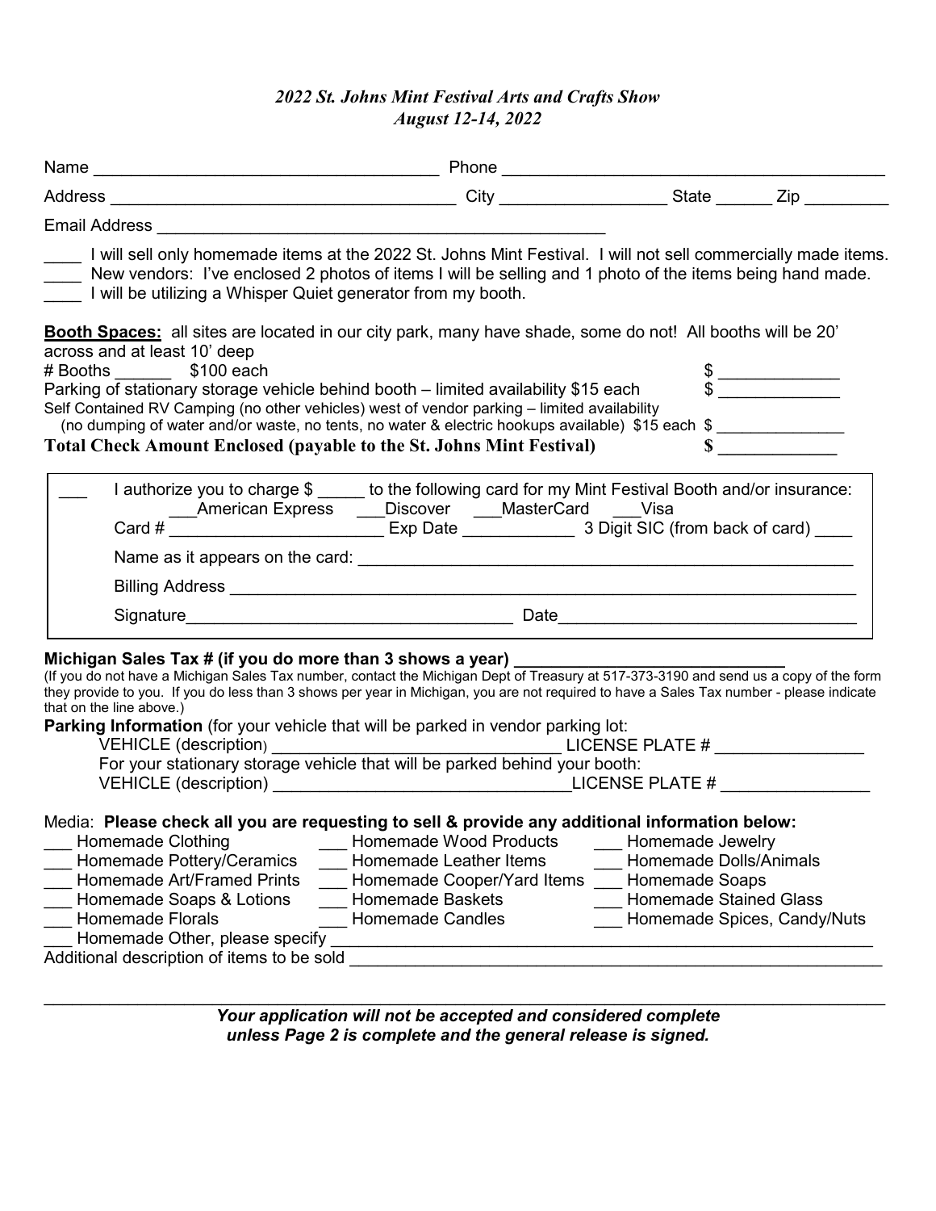*2022 St. Johns Mint Festival Arts and Crafts Show*
*August 12-14, 2022*

Name ___________________________________ Phone _________________________________________

Address ____________________________________ City _________________ State ______ Zip _________

Email Address ______________________________________________

____ I will sell only homemade items at the 2022 St. Johns Mint Festival. I will not sell commercially made items.
____ New vendors: I've enclosed 2 photos of items I will be selling and 1 photo of the items being hand made.
____ I will be utilizing a Whisper Quiet generator from my booth.

**Booth Spaces:** all sites are located in our city park, many have shade, some do not! All booths will be 20' across and at least 10' deep

\# Booths ______ $100 each $ _____________

Parking of stationary storage vehicle behind booth – limited availability $15 each $ _____________

Self Contained RV Camping (no other vehicles) west of vendor parking – limited availability (no dumping of water and/or waste, no tents, no water & electric hookups available) $15 each $ _______________

**Total Check Amount Enclosed (payable to the St. Johns Mint Festival) $ _____________**

___ I authorize you to charge $ _____ to the following card for my Mint Festival Booth and/or insurance:
___American Express ___Discover ___MasterCard ___Visa
Card # _______________________ Exp Date ____________ 3 Digit SIC (from back of card) ____

Name as it appears on the card: _____________________________________________________

Billing Address _________________________________________________________________

Signature__________________________________ Date_______________________________

**Michigan Sales Tax # (if you do more than 3 shows a year)** ____________________________
(If you do not have a Michigan Sales Tax number, contact the Michigan Dept of Treasury at 517-373-3190 and send us a copy of the form they provide to you. If you do less than 3 shows per year in Michigan, you are not required to have a Sales Tax number - please indicate that on the line above.)

**Parking Information** (for your vehicle that will be parked in vendor parking lot:
VEHICLE (description) ______________________________ LICENSE PLATE # _______________
For your stationary storage vehicle that will be parked behind your booth:
VEHICLE (description) _______________________________LICENSE PLATE # _______________

Media: **Please check all you are requesting to sell & provide any additional information below:**

___ Homemade Clothing
___ Homemade Pottery/Ceramics
___ Homemade Art/Framed Prints
___ Homemade Soaps & Lotions
___ Homemade Florals
___ Homemade Wood Products
___ Homemade Leather Items
___ Homemade Cooper/Yard Items
___ Homemade Baskets
___ Homemade Candles
___ Homemade Jewelry
___ Homemade Dolls/Animals
___ Homemade Soaps
___ Homemade Stained Glass
___ Homemade Spices, Candy/Nuts
___ Homemade Other, please specify ___________________________________________________

Additional description of items to be sold ____________________________________________________

______________________________________________________________________________

***Your application will not be accepted and considered complete unless Page 2 is complete and the general release is signed.***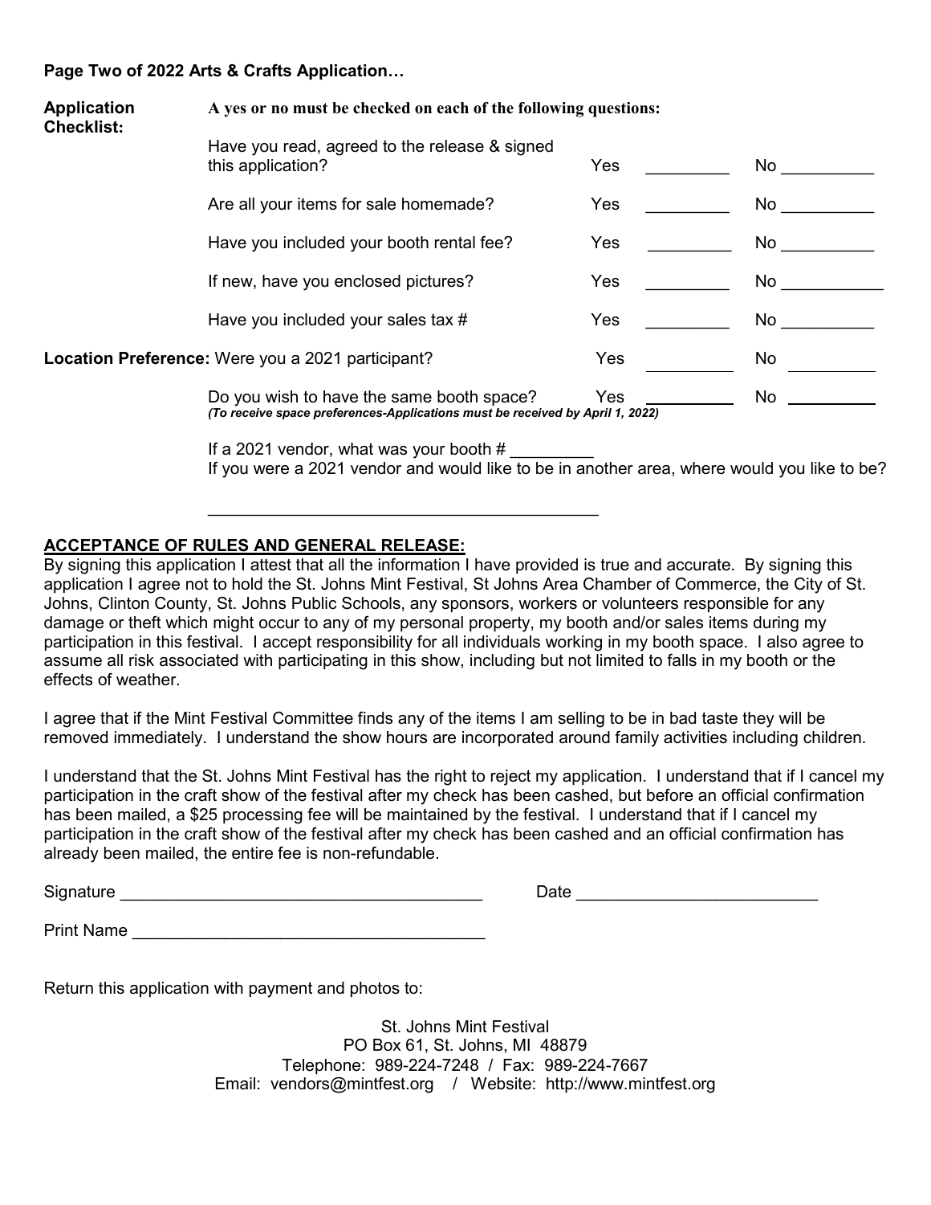**Page Two of 2022 Arts & Crafts Application…**

**Application Checklist:** **A yes or no must be checked on each of the following questions:**

| | | |
|---|---|---|
| Have you read, agreed to the release & signed this application? | Yes _________ | No __________ |
| Are all your items for sale homemade? | Yes _________ | No __________ |
| Have you included your booth rental fee? | Yes _________ | No __________ |
| If new, have you enclosed pictures? | Yes _________ | No ___________ |
| Have you included your sales tax # | Yes _________ | No __________ |

**Location Preference:**

| | | |
|---|---|---|
| Were you a 2021 participant? | Yes _________ | No _________ |
| Do you wish to have the same booth space? | Yes _________ | No _________ |

***(To receive space preferences-Applications must be received by April 1, 2022)***

If a 2021 vendor, what was your booth # _________

If you were a 2021 vendor and would like to be in another area, where would you like to be?

__________________________________________

**ACCEPTANCE OF RULES AND GENERAL RELEASE:**

By signing this application I attest that all the information I have provided is true and accurate. By signing this application I agree not to hold the St. Johns Mint Festival, St Johns Area Chamber of Commerce, the City of St. Johns, Clinton County, St. Johns Public Schools, any sponsors, workers or volunteers responsible for any damage or theft which might occur to any of my personal property, my booth and/or sales items during my participation in this festival. I accept responsibility for all individuals working in my booth space. I also agree to assume all risk associated with participating in this show, including but not limited to falls in my booth or the effects of weather.

I agree that if the Mint Festival Committee finds any of the items I am selling to be in bad taste they will be removed immediately. I understand the show hours are incorporated around family activities including children.

I understand that the St. Johns Mint Festival has the right to reject my application. I understand that if I cancel my participation in the craft show of the festival after my check has been cashed, but before an official confirmation has been mailed, a $25 processing fee will be maintained by the festival. I understand that if I cancel my participation in the craft show of the festival after my check has been cashed and an official confirmation has already been mailed, the entire fee is non-refundable.

Signature _______________________________________ Date __________________________

Print Name ______________________________________

Return this application with payment and photos to:

St. Johns Mint Festival
PO Box 61, St. Johns, MI 48879
Telephone: 989-224-7248 / Fax: 989-224-7667
Email: vendors@mintfest.org / Website: http://www.mintfest.org